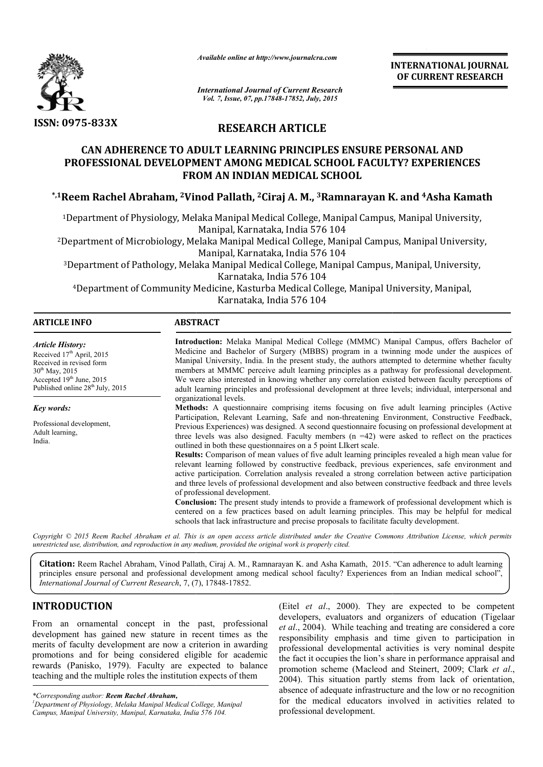ISSN: 0975-833X

*Available online at http://www.journalcra.com*

*International Journal of Current Research*
*Vol. 7, Issue, 07, pp.17848-17852, July, 2015*

**INTERNATIONAL JOURNAL OF CURRENT RESEARCH**

## RESEARCH ARTICLE

# CAN ADHERENCE TO ADULT LEARNING PRINCIPLES ENSURE PERSONAL AND PROFESSIONAL DEVELOPMENT AMONG MEDICAL SCHOOL FACULTY? EXPERIENCES FROM AN INDIAN MEDICAL SCHOOL

**\*,[1]Reem Rachel Abraham, [2]Vinod Pallath, [2]Ciraj A. M., [3]Ramnarayan K. and [4]Asha Kamath**

[1]Department of Physiology, Melaka Manipal Medical College, Manipal Campus, Manipal University, Manipal, Karnataka, India 576 104

[2]Department of Microbiology, Melaka Manipal Medical College, Manipal Campus, Manipal University, Manipal, Karnataka, India 576 104

[3]Department of Pathology, Melaka Manipal Medical College, Manipal Campus, Manipal, University, Karnataka, India 576 104

[4]Department of Community Medicine, Kasturba Medical College, Manipal University, Manipal, Karnataka, India 576 104

### ARTICLE INFO

*Article History:*
Received 17th April, 2015
Received in revised form 30th May, 2015
Accepted 19th June, 2015
Published online 28th July, 2015

*Key words:*
Professional development,
Adult learning,
India.

### ABSTRACT

**Introduction:** Melaka Manipal Medical College (MMMC) Manipal Campus, offers Bachelor of Medicine and Bachelor of Surgery (MBBS) program in a twinning mode under the auspices of Manipal University, India. In the present study, the authors attempted to determine whether faculty members at MMMC perceive adult learning principles as a pathway for professional development. We were also interested in knowing whether any correlation existed between faculty perceptions of adult learning principles and professional development at three levels; individual, interpersonal and organizational levels.

**Methods:** A questionnaire comprising items focusing on five adult learning principles (Active Participation, Relevant Learning, Safe and non-threatening Environment, Constructive Feedback, Previous Experiences) was designed. A second questionnaire focusing on professional development at three levels was also designed. Faculty members (n =42) were asked to reflect on the practices outlined in both these questionnaires on a 5 point LIkert scale.

**Results:** Comparison of mean values of five adult learning principles revealed a high mean value for relevant learning followed by constructive feedback, previous experiences, safe environment and active participation. Correlation analysis revealed a strong correlation between active participation and three levels of professional development and also between constructive feedback and three levels of professional development.

**Conclusion:** The present study intends to provide a framework of professional development which is centered on a few practices based on adult learning principles. This may be helpful for medical schools that lack infrastructure and precise proposals to facilitate faculty development.

*Copyright © 2015 Reem Rachel Abraham et al. This is an open access article distributed under the Creative Commons Attribution License, which permits unrestricted use, distribution, and reproduction in any medium, provided the original work is properly cited.*

**Citation:** Reem Rachel Abraham, Vinod Pallath, Ciraj A. M., Ramnarayan K. and Asha Kamath, 2015. "Can adherence to adult learning principles ensure personal and professional development among medical school faculty? Experiences from an Indian medical school", *International Journal of Current Research*, 7, (7), 17848-17852.

## INTRODUCTION

From an ornamental concept in the past, professional development has gained new stature in recent times as the merits of faculty development are now a criterion in awarding promotions and for being considered eligible for academic rewards (Panisko, 1979). Faculty are expected to balance teaching and the multiple roles the institution expects of them (Eitel *et al*., 2000). They are expected to be competent developers, evaluators and organizers of education (Tigelaar *et al*., 2004). While teaching and treating are considered a core responsibility emphasis and time given to participation in professional developmental activities is very nominal despite the fact it occupies the lion's share in performance appraisal and promotion scheme (Macleod and Steinert, 2009; Clark *et al*., 2004). This situation partly stems from lack of orientation, absence of adequate infrastructure and the low or no recognition for the medical educators involved in activities related to professional development.

*\*Corresponding author: Reem Rachel Abraham,*
[1]*Department of Physiology, Melaka Manipal Medical College, Manipal Campus, Manipal University, Manipal, Karnataka, India 576 104.*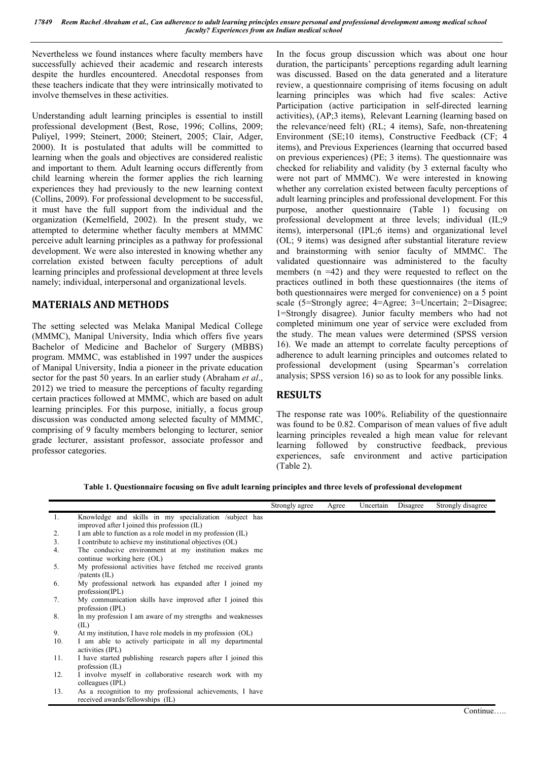Nevertheless we found instances where faculty members have successfully achieved their academic and research interests despite the hurdles encountered. Anecdotal responses from these teachers indicate that they were intrinsically motivated to involve themselves in these activities.

Understanding adult learning principles is essential to instill professional development (Best, Rose, 1996; Collins, 2009; Puliyel, 1999; Steinert, 2000; Steinert, 2005; Clair, Adger, 2000). It is postulated that adults will be committed to learning when the goals and objectives are considered realistic and important to them. Adult learning occurs differently from child learning wherein the former applies the rich learning experiences they had previously to the new learning context (Collins, 2009). For professional development to be successful, it must have the full support from the individual and the organization (Kemelfield, 2002). In the present study, we attempted to determine whether faculty members at MMMC perceive adult learning principles as a pathway for professional development. We were also interested in knowing whether any correlation existed between faculty perceptions of adult learning principles and professional development at three levels namely; individual, interpersonal and organizational levels.

## MATERIALS AND METHODS

The setting selected was Melaka Manipal Medical College (MMMC), Manipal University, India which offers five years Bachelor of Medicine and Bachelor of Surgery (MBBS) program. MMMC, was established in 1997 under the auspices of Manipal University, India a pioneer in the private education sector for the past 50 years. In an earlier study (Abraham *et al*., 2012) we tried to measure the perceptions of faculty regarding certain practices followed at MMMC, which are based on adult learning principles. For this purpose, initially, a focus group discussion was conducted among selected faculty of MMMC, comprising of 9 faculty members belonging to lecturer, senior grade lecturer, assistant professor, associate professor and professor categories.

In the focus group discussion which was about one hour duration, the participants' perceptions regarding adult learning was discussed. Based on the data generated and a literature review, a questionnaire comprising of items focusing on adult learning principles was which had five scales: Active Participation (active participation in self-directed learning activities), (AP;3 items), Relevant Learning (learning based on the relevance/need felt) (RL; 4 items), Safe, non-threatening Environment (SE;10 items), Constructive Feedback (CF; 4 items), and Previous Experiences (learning that occurred based on previous experiences) (PE; 3 items). The questionnaire was checked for reliability and validity (by 3 external faculty who were not part of MMMC). We were interested in knowing whether any correlation existed between faculty perceptions of adult learning principles and professional development. For this purpose, another questionnaire (Table 1) focusing on professional development at three levels; individual (IL;9 items), interpersonal (IPL;6 items) and organizational level (OL; 9 items) was designed after substantial literature review and brainstorming with senior faculty of MMMC. The validated questionnaire was administered to the faculty members (n =42) and they were requested to reflect on the practices outlined in both these questionnaires (the items of both questionnaires were merged for convenience) on a 5 point scale (5=Strongly agree; 4=Agree; 3=Uncertain; 2=Disagree; 1=Strongly disagree). Junior faculty members who had not completed minimum one year of service were excluded from the study. The mean values were determined (SPSS version 16). We made an attempt to correlate faculty perceptions of adherence to adult learning principles and outcomes related to professional development (using Spearman's correlation analysis; SPSS version 16) so as to look for any possible links.

## RESULTS

The response rate was 100%. Reliability of the questionnaire was found to be 0.82. Comparison of mean values of five adult learning principles revealed a high mean value for relevant learning followed by constructive feedback, previous experiences, safe environment and active participation (Table 2).

**Table 1. Questionnaire focusing on five adult learning principles and three levels of professional development**

| | | Strongly agree | Agree | Uncertain | Disagree | Strongly disagree |
|---|---|---|---|---|---|---|
| 1. | Knowledge and skills in my specialization /subject has improved after I joined this profession (IL) | | | | | |
| 2. | I am able to function as a role model in my profession (IL) | | | | | |
| 3. | I contribute to achieve my institutional objectives (OL) | | | | | |
| 4. | The conducive environment at my institution makes me continue working here (OL) | | | | | |
| 5. | My professional activities have fetched me received grants /patents (IL) | | | | | |
| 6. | My professional network has expanded after I joined my profession(IPL) | | | | | |
| 7. | My communication skills have improved after I joined this profession (IPL) | | | | | |
| 8. | In my profession I am aware of my strengths and weaknesses (IL) | | | | | |
| 9. | At my institution, I have role models in my profession (OL) | | | | | |
| 10. | I am able to actively participate in all my departmental activities (IPL) | | | | | |
| 11. | I have started publishing research papers after I joined this profession (IL) | | | | | |
| 12. | I involve myself in collaborative research work with my colleagues (IPL) | | | | | |
| 13. | As a recognition to my professional achievements, I have received awards/fellowships (IL) | | | | | |

Continue…..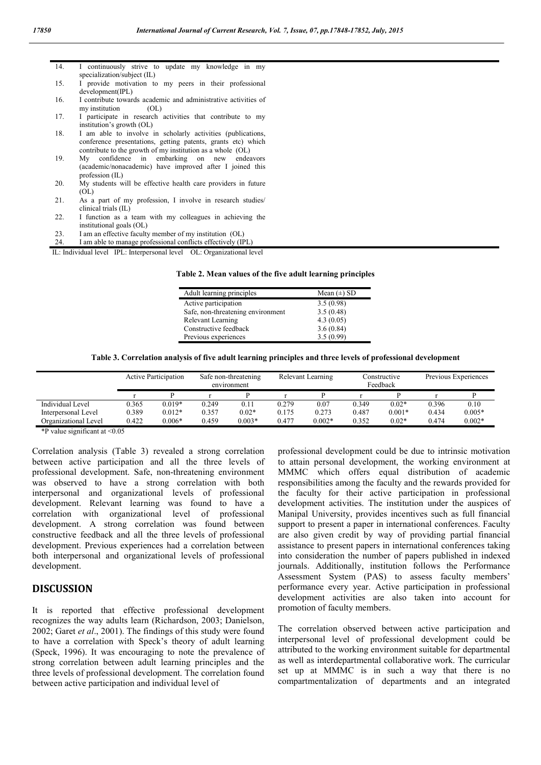14. I continuously strive to update my knowledge in my specialization/subject (IL)
15. I provide motivation to my peers in their professional development(IPL)
16. I contribute towards academic and administrative activities of my institution (OL)
17. I participate in research activities that contribute to my institution's growth (OL)
18. I am able to involve in scholarly activities (publications, conference presentations, getting patents, grants etc) which contribute to the growth of my institution as a whole (OL)
19. My confidence in embarking on new endeavors (academic/nonacademic) have improved after I joined this profession (IL)
20. My students will be effective health care providers in future (OL)
21. As a part of my profession, I involve in research studies/ clinical trials (IL)
22. I function as a team with my colleagues in achieving the institutional goals (OL)
23. I am an effective faculty member of my institution (OL)
24. I am able to manage professional conflicts effectively (IPL)

IL: Individual level IPL: Interpersonal level OL: Organizational level

**Table 2. Mean values of the five adult learning principles**

| Adult learning principles | Mean (±) SD |
|---|---|
| Active participation | 3.5 (0.98) |
| Safe, non-threatening environment | 3.5 (0.48) |
| Relevant Learning | 4.3 (0.05) |
| Constructive feedback | 3.6 (0.84) |
| Previous experiences | 3.5 (0.99) |

**Table 3. Correlation analysis of five adult learning principles and three levels of professional development**

| | Active Participation | | Safe non-threatening environment | | Relevant Learning | | Constructive Feedback | | Previous Experiences | |
|---|---|---|---|---|---|---|---|---|---|---|
| | r | P | r | P | r | P | r | P | r | P |
| Individual Level | 0.365 | 0.019* | 0.249 | 0.11 | 0.279 | 0.07 | 0.349 | 0.02* | 0.396 | 0.10 |
| Interpersonal Level | 0.389 | 0.012* | 0.357 | 0.02* | 0.175 | 0.273 | 0.487 | 0.001* | 0.434 | 0.005* |
| Organizational Level | 0.422 | 0.006* | 0.459 | 0.003* | 0.477 | 0.002* | 0.352 | 0.02* | 0.474 | 0.002* |

*P value significant at <0.05

Correlation analysis (Table 3) revealed a strong correlation between active participation and all the three levels of professional development. Safe, non-threatening environment was observed to have a strong correlation with both interpersonal and organizational levels of professional development. Relevant learning was found to have a correlation with organizational level of professional development. A strong correlation was found between constructive feedback and all the three levels of professional development. Previous experiences had a correlation between both interpersonal and organizational levels of professional development.

## DISCUSSION

It is reported that effective professional development recognizes the way adults learn (Richardson, 2003; Danielson, 2002; Garet *et al*., 2001). The findings of this study were found to have a correlation with Speck's theory of adult learning (Speck, 1996). It was encouraging to note the prevalence of strong correlation between adult learning principles and the three levels of professional development. The correlation found between active participation and individual level of professional development could be due to intrinsic motivation to attain personal development, the working environment at MMMC which offers equal distribution of academic responsibilities among the faculty and the rewards provided for the faculty for their active participation in professional development activities. The institution under the auspices of Manipal University, provides incentives such as full financial support to present a paper in international conferences. Faculty are also given credit by way of providing partial financial assistance to present papers in international conferences taking into consideration the number of papers published in indexed journals. Additionally, institution follows the Performance Assessment System (PAS) to assess faculty members' performance every year. Active participation in professional development activities are also taken into account for promotion of faculty members.

The correlation observed between active participation and interpersonal level of professional development could be attributed to the working environment suitable for departmental as well as interdepartmental collaborative work. The curricular set up at MMMC is in such a way that there is no compartmentalization of departments and an integrated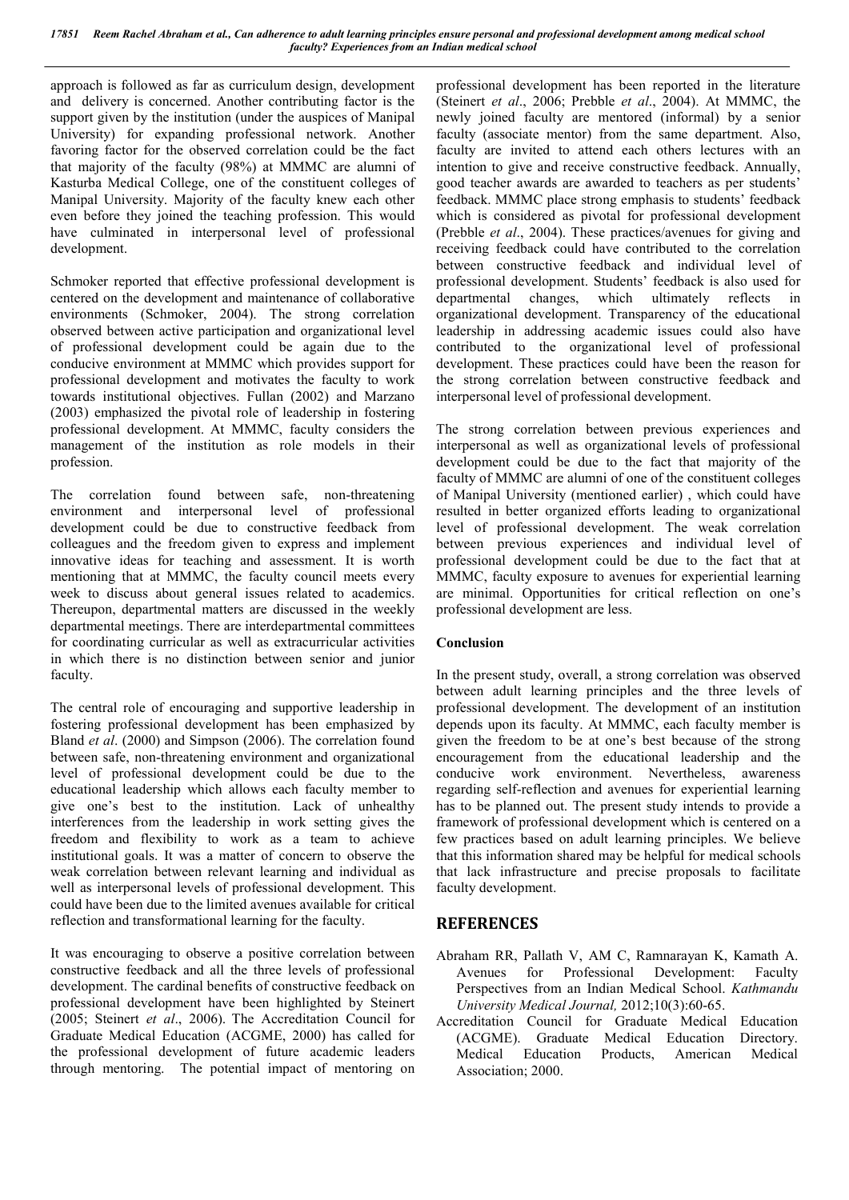approach is followed as far as curriculum design, development and delivery is concerned. Another contributing factor is the support given by the institution (under the auspices of Manipal University) for expanding professional network. Another favoring factor for the observed correlation could be the fact that majority of the faculty (98%) at MMMC are alumni of Kasturba Medical College, one of the constituent colleges of Manipal University. Majority of the faculty knew each other even before they joined the teaching profession. This would have culminated in interpersonal level of professional development.

Schmoker reported that effective professional development is centered on the development and maintenance of collaborative environments (Schmoker, 2004). The strong correlation observed between active participation and organizational level of professional development could be again due to the conducive environment at MMMC which provides support for professional development and motivates the faculty to work towards institutional objectives. Fullan (2002) and Marzano (2003) emphasized the pivotal role of leadership in fostering professional development. At MMMC, faculty considers the management of the institution as role models in their profession.

The correlation found between safe, non-threatening environment and interpersonal level of professional development could be due to constructive feedback from colleagues and the freedom given to express and implement innovative ideas for teaching and assessment. It is worth mentioning that at MMMC, the faculty council meets every week to discuss about general issues related to academics. Thereupon, departmental matters are discussed in the weekly departmental meetings. There are interdepartmental committees for coordinating curricular as well as extracurricular activities in which there is no distinction between senior and junior faculty.

The central role of encouraging and supportive leadership in fostering professional development has been emphasized by Bland *et al*. (2000) and Simpson (2006). The correlation found between safe, non-threatening environment and organizational level of professional development could be due to the educational leadership which allows each faculty member to give one's best to the institution. Lack of unhealthy interferences from the leadership in work setting gives the freedom and flexibility to work as a team to achieve institutional goals. It was a matter of concern to observe the weak correlation between relevant learning and individual as well as interpersonal levels of professional development. This could have been due to the limited avenues available for critical reflection and transformational learning for the faculty.

It was encouraging to observe a positive correlation between constructive feedback and all the three levels of professional development. The cardinal benefits of constructive feedback on professional development have been highlighted by Steinert (2005; Steinert *et al*., 2006). The Accreditation Council for Graduate Medical Education (ACGME, 2000) has called for the professional development of future academic leaders through mentoring. The potential impact of mentoring on professional development has been reported in the literature (Steinert *et al*., 2006; Prebble *et al*., 2004). At MMMC, the newly joined faculty are mentored (informal) by a senior faculty (associate mentor) from the same department. Also, faculty are invited to attend each others lectures with an intention to give and receive constructive feedback. Annually, good teacher awards are awarded to teachers as per students' feedback. MMMC place strong emphasis to students' feedback which is considered as pivotal for professional development (Prebble *et al*., 2004). These practices/avenues for giving and receiving feedback could have contributed to the correlation between constructive feedback and individual level of professional development. Students' feedback is also used for departmental changes, which ultimately reflects in organizational development. Transparency of the educational leadership in addressing academic issues could also have contributed to the organizational level of professional development. These practices could have been the reason for the strong correlation between constructive feedback and interpersonal level of professional development.

The strong correlation between previous experiences and interpersonal as well as organizational levels of professional development could be due to the fact that majority of the faculty of MMMC are alumni of one of the constituent colleges of Manipal University (mentioned earlier) , which could have resulted in better organized efforts leading to organizational level of professional development. The weak correlation between previous experiences and individual level of professional development could be due to the fact that at MMMC, faculty exposure to avenues for experiential learning are minimal. Opportunities for critical reflection on one's professional development are less.

**Conclusion**

In the present study, overall, a strong correlation was observed between adult learning principles and the three levels of professional development. The development of an institution depends upon its faculty. At MMMC, each faculty member is given the freedom to be at one's best because of the strong encouragement from the educational leadership and the conducive work environment. Nevertheless, awareness regarding self-reflection and avenues for experiential learning has to be planned out. The present study intends to provide a framework of professional development which is centered on a few practices based on adult learning principles. We believe that this information shared may be helpful for medical schools that lack infrastructure and precise proposals to facilitate faculty development.

## REFERENCES

Abraham RR, Pallath V, AM C, Ramnarayan K, Kamath A. Avenues for Professional Development: Faculty Perspectives from an Indian Medical School. *Kathmandu University Medical Journal,* 2012;10(3):60-65.

Accreditation Council for Graduate Medical Education (ACGME). Graduate Medical Education Directory. Medical Education Products, American Medical Association; 2000.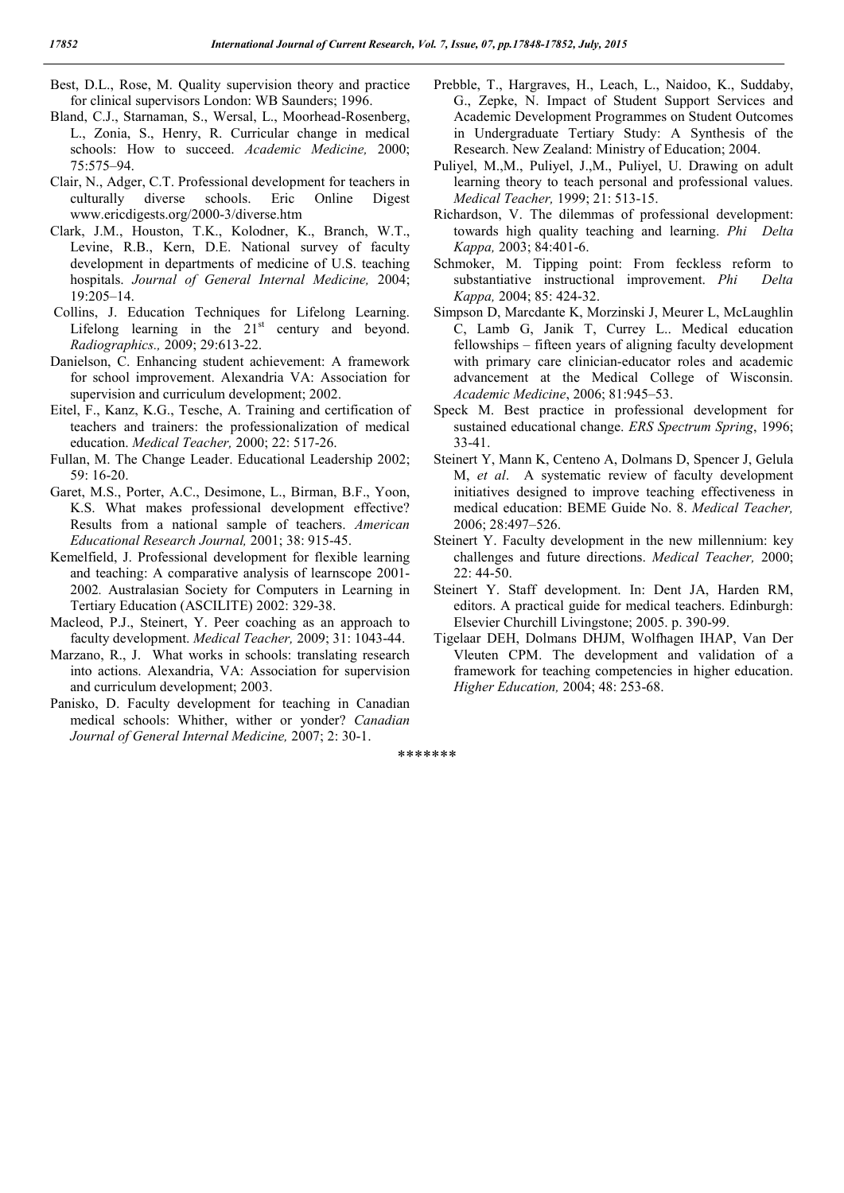Best, D.L., Rose, M. Quality supervision theory and practice for clinical supervisors London: WB Saunders; 1996.

Bland, C.J., Starnaman, S., Wersal, L., Moorhead-Rosenberg, L., Zonia, S., Henry, R. Curricular change in medical schools: How to succeed. *Academic Medicine,* 2000; 75:575–94.

Clair, N., Adger, C.T. Professional development for teachers in culturally diverse schools. Eric Online Digest www.ericdigests.org/2000-3/diverse.htm

Clark, J.M., Houston, T.K., Kolodner, K., Branch, W.T., Levine, R.B., Kern, D.E. National survey of faculty development in departments of medicine of U.S. teaching hospitals. *Journal of General Internal Medicine,* 2004; 19:205–14.

Collins, J. Education Techniques for Lifelong Learning. Lifelong learning in the 21st century and beyond. *Radiographics.,* 2009; 29:613-22.

Danielson, C. Enhancing student achievement: A framework for school improvement. Alexandria VA: Association for supervision and curriculum development; 2002.

Eitel, F., Kanz, K.G., Tesche, A. Training and certification of teachers and trainers: the professionalization of medical education. *Medical Teacher,* 2000; 22: 517-26.

Fullan, M. The Change Leader. Educational Leadership 2002; 59: 16-20.

Garet, M.S., Porter, A.C., Desimone, L., Birman, B.F., Yoon, K.S. What makes professional development effective? Results from a national sample of teachers. *American Educational Research Journal,* 2001; 38: 915-45.

Kemelfield, J. Professional development for flexible learning and teaching: A comparative analysis of learnscope 2001-2002. Australasian Society for Computers in Learning in Tertiary Education (ASCILITE) 2002: 329-38.

Macleod, P.J., Steinert, Y. Peer coaching as an approach to faculty development. *Medical Teacher,* 2009; 31: 1043-44.

Marzano, R., J. What works in schools: translating research into actions. Alexandria, VA: Association for supervision and curriculum development; 2003.

Panisko, D. Faculty development for teaching in Canadian medical schools: Whither, wither or yonder? *Canadian Journal of General Internal Medicine,* 2007; 2: 30-1.

Prebble, T., Hargraves, H., Leach, L., Naidoo, K., Suddaby, G., Zepke, N. Impact of Student Support Services and Academic Development Programmes on Student Outcomes in Undergraduate Tertiary Study: A Synthesis of the Research. New Zealand: Ministry of Education; 2004.

Puliyel, M.,M., Puliyel, J.,M., Puliyel, U. Drawing on adult learning theory to teach personal and professional values. *Medical Teacher,* 1999; 21: 513-15.

Richardson, V. The dilemmas of professional development: towards high quality teaching and learning. *Phi Delta Kappa,* 2003; 84:401-6.

Schmoker, M. Tipping point: From feckless reform to substantiative instructional improvement. *Phi Delta Kappa,* 2004; 85: 424-32.

Simpson D, Marcdante K, Morzinski J, Meurer L, McLaughlin C, Lamb G, Janik T, Currey L.. Medical education fellowships – fifteen years of aligning faculty development with primary care clinician-educator roles and academic advancement at the Medical College of Wisconsin. *Academic Medicine*, 2006; 81:945–53.

Speck M. Best practice in professional development for sustained educational change. *ERS Spectrum Spring*, 1996; 33-41.

Steinert Y, Mann K, Centeno A, Dolmans D, Spencer J, Gelula M, *et al*. A systematic review of faculty development initiatives designed to improve teaching effectiveness in medical education: BEME Guide No. 8. *Medical Teacher,* 2006; 28:497–526.

Steinert Y. Faculty development in the new millennium: key challenges and future directions. *Medical Teacher,* 2000; 22: 44-50.

Steinert Y. Staff development. In: Dent JA, Harden RM, editors. A practical guide for medical teachers. Edinburgh: Elsevier Churchill Livingstone; 2005. p. 390-99.

Tigelaar DEH, Dolmans DHJM, Wolfhagen IHAP, Van Der Vleuten CPM. The development and validation of a framework for teaching competencies in higher education. *Higher Education,* 2004; 48: 253-68.

*******